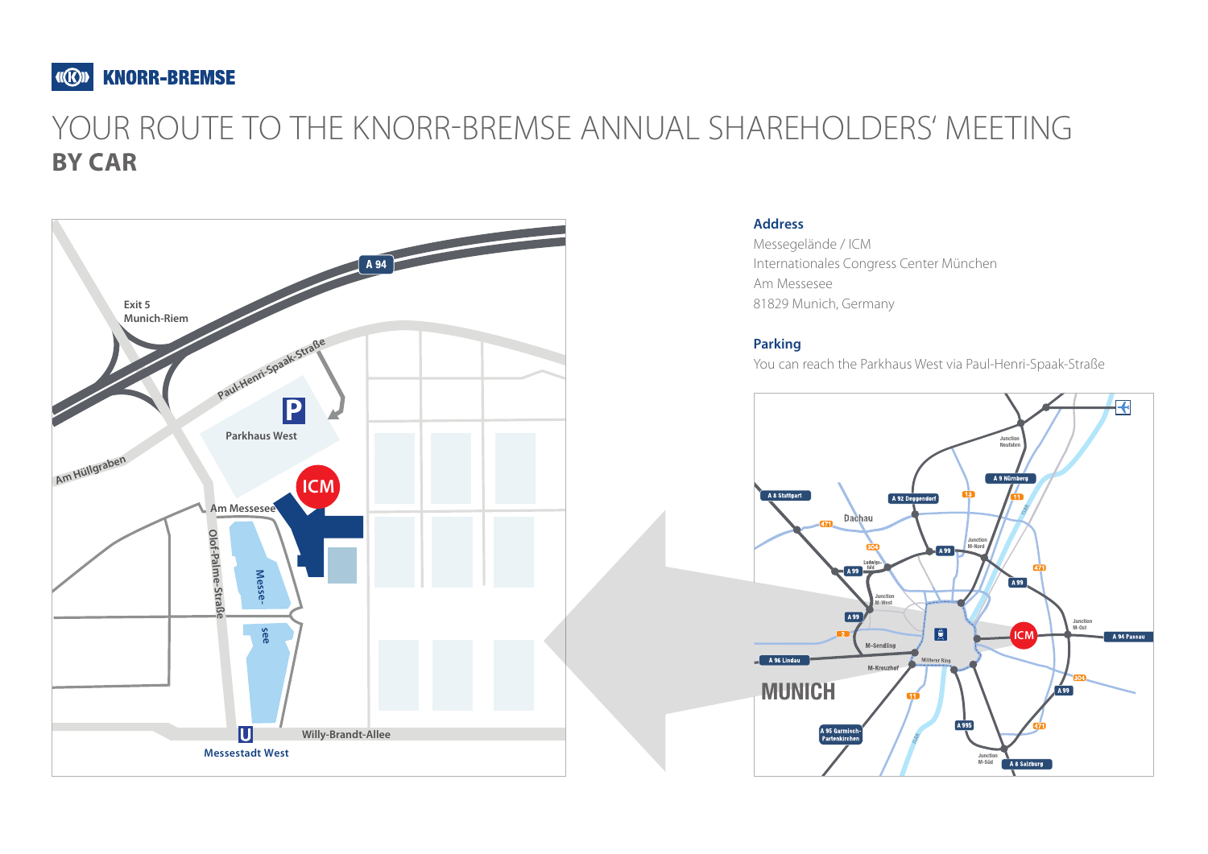KNORR-BREMSE

# YOUR ROUTE TO THE KNORR-BREMSE ANNUAL SHAREHOLDERS' MEETING
## BY CAR

### Address

Messegelände / ICM
Internationales Congress Center München
Am Messesee
81829 Munich, Germany

### Parking

You can reach the Parkhaus West via Paul-Henri-Spaak-Straße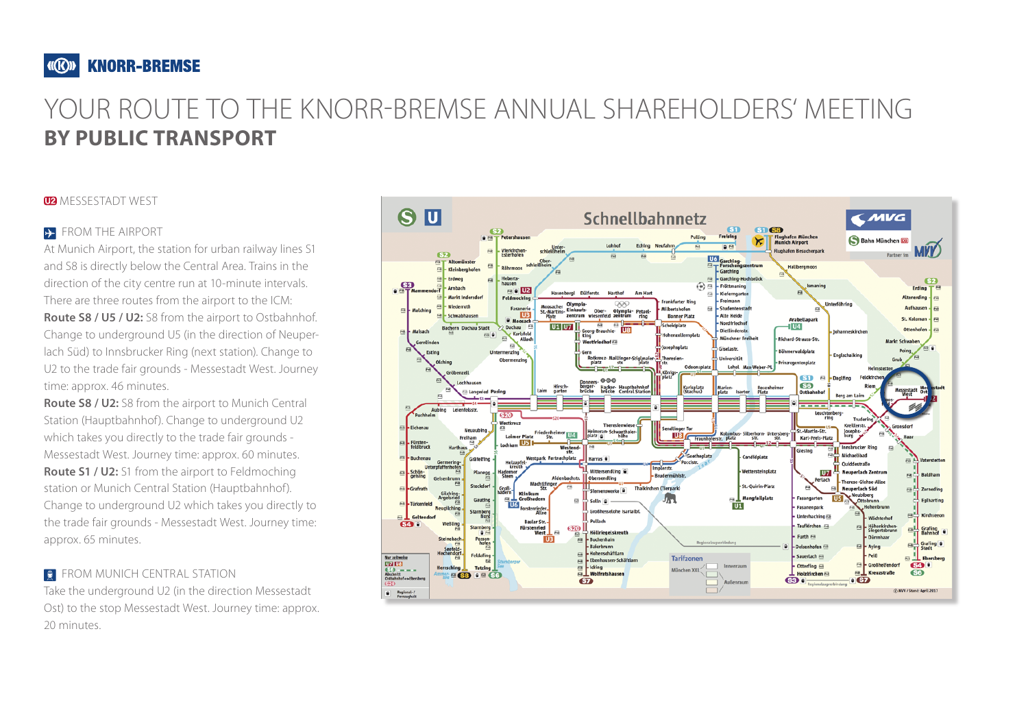KNORR-BREMSE

# YOUR ROUTE TO THE KNORR-BREMSE ANNUAL SHAREHOLDERS' MEETING
## BY PUBLIC TRANSPORT

U2 MESSESTADT WEST

### FROM THE AIRPORT

At Munich Airport, the station for urban railway lines S1 and S8 is directly below the Central Area. Trains in the direction of the city centre run at 10-minute intervals. There are three routes from the airport to the ICM:

**Route S8 / U5 / U2:** S8 from the airport to Ostbahnhof. Change to underground U5 (in the direction of Neuperlach Süd) to Innsbrucker Ring (next station). Change to U2 to the trade fair grounds - Messestadt West. Journey time: approx. 46 minutes.

**Route S8 / U2:** S8 from the airport to Munich Central Station (Hauptbahnhof). Change to underground U2 which takes you directly to the trade fair grounds - Messestadt West. Journey time: approx. 60 minutes.

**Route S1 / U2:** S1 from the airport to Feldmoching station or Munich Central Station (Hauptbahnhof). Change to underground U2 which takes you directly to the trade fair grounds - Messestadt West. Journey time: approx. 65 minutes.

### FROM MUNICH CENTRAL STATION

Take the underground U2 (in the direction Messestadt Ost) to the stop Messestadt West. Journey time: approx. 20 minutes.

Schnellbahnnetz